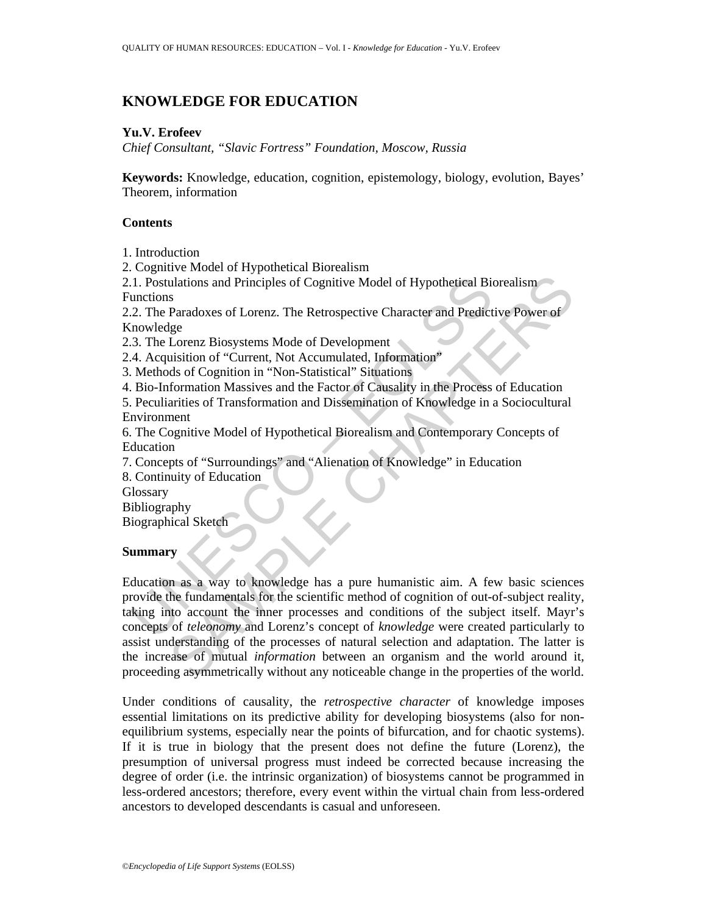# KNOWLEDGE FOR EDUCATION

**Yu.V. Erofeev**

*Chief Consultant, "Slavic Fortress" Foundation, Moscow, Russia*

**Keywords:** Knowledge, education, cognition, epistemology, biology, evolution, Bayes' Theorem, information

## Contents

1. Introduction
2. Cognitive Model of Hypothetical Biorealism
2.1. Postulations and Principles of Cognitive Model of Hypothetical Biorealism Functions
2.2. The Paradoxes of Lorenz. The Retrospective Character and Predictive Power of Knowledge
2.3. The Lorenz Biosystems Mode of Development
2.4. Acquisition of "Current, Not Accumulated, Information"
3. Methods of Cognition in "Non-Statistical" Situations
4. Bio-Information Massives and the Factor of Causality in the Process of Education
5. Peculiarities of Transformation and Dissemination of Knowledge in a Sociocultural Environment
6. The Cognitive Model of Hypothetical Biorealism and Contemporary Concepts of Education
7. Concepts of "Surroundings" and "Alienation of Knowledge" in Education
8. Continuity of Education

Glossary
Bibliography
Biographical Sketch

## Summary

Education as a way to knowledge has a pure humanistic aim. A few basic sciences provide the fundamentals for the scientific method of cognition of out-of-subject reality, taking into account the inner processes and conditions of the subject itself. Mayr's concepts of *teleonomy* and Lorenz's concept of *knowledge* were created particularly to assist understanding of the processes of natural selection and adaptation. The latter is the increase of mutual *information* between an organism and the world around it, proceeding asymmetrically without any noticeable change in the properties of the world.

Under conditions of causality, the *retrospective character* of knowledge imposes essential limitations on its predictive ability for developing biosystems (also for non-equilibrium systems, especially near the points of bifurcation, and for chaotic systems). If it is true in biology that the present does not define the future (Lorenz), the presumption of universal progress must indeed be corrected because increasing the degree of order (i.e. the intrinsic organization) of biosystems cannot be programmed in less-ordered ancestors; therefore, every event within the virtual chain from less-ordered ancestors to developed descendants is casual and unforeseen.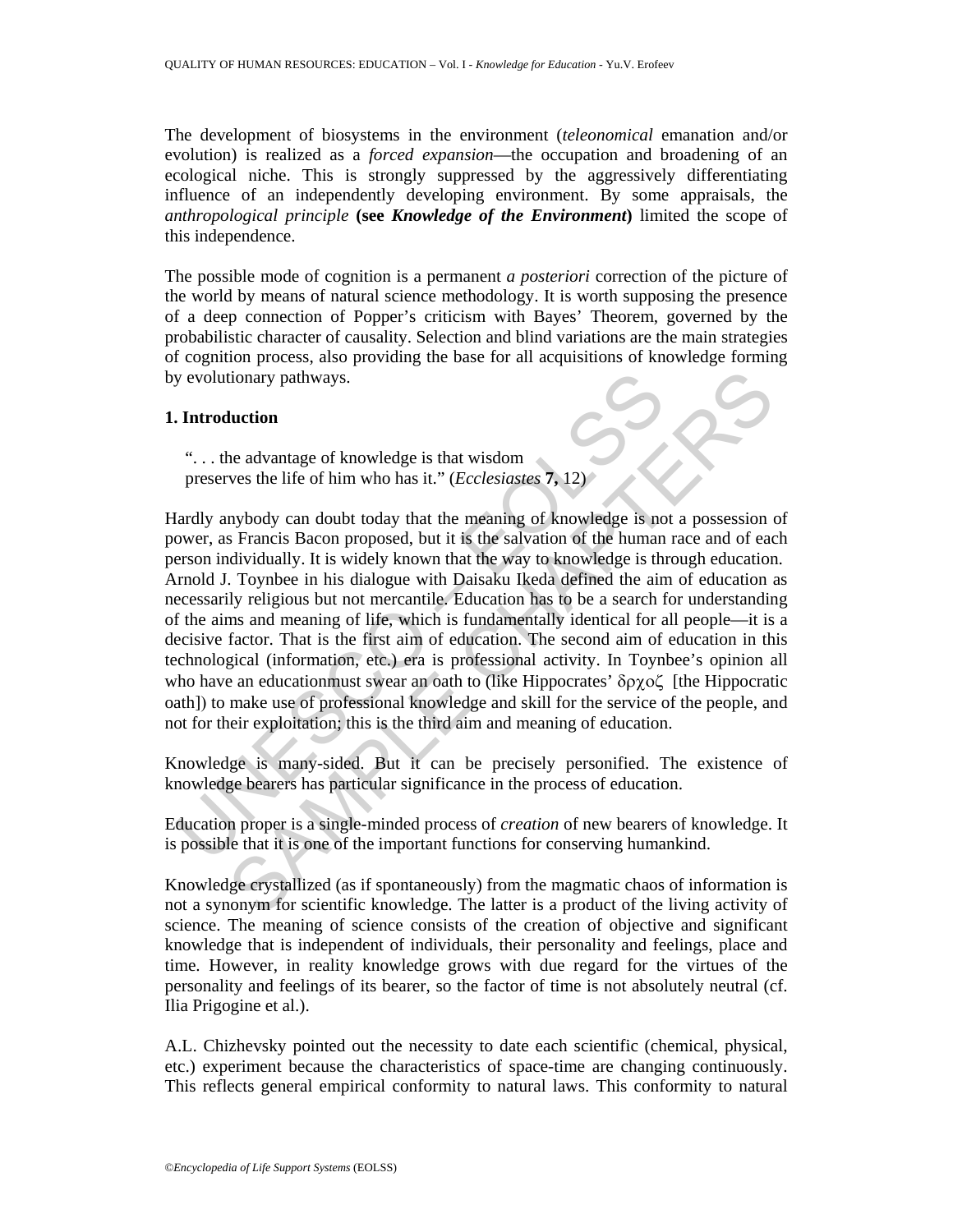The development of biosystems in the environment (*teleonomical* emanation and/or evolution) is realized as a *forced expansion*—the occupation and broadening of an ecological niche. This is strongly suppressed by the aggressively differentiating influence of an independently developing environment. By some appraisals, the *anthropological principle* **(see *Knowledge of the Environment*)** limited the scope of this independence.

The possible mode of cognition is a permanent *a posteriori* correction of the picture of the world by means of natural science methodology. It is worth supposing the presence of a deep connection of Popper's criticism with Bayes' Theorem, governed by the probabilistic character of causality. Selection and blind variations are the main strategies of cognition process, also providing the base for all acquisitions of knowledge forming by evolutionary pathways.

## 1. Introduction

> ". . . the advantage of knowledge is that wisdom
> preserves the life of him who has it." (*Ecclesiastes* **7,** 12)

Hardly anybody can doubt today that the meaning of knowledge is not a possession of power, as Francis Bacon proposed, but it is the salvation of the human race and of each person individually. It is widely known that the way to knowledge is through education. Arnold J. Toynbee in his dialogue with Daisaku Ikeda defined the aim of education as necessarily religious but not mercantile. Education has to be a search for understanding of the aims and meaning of life, which is fundamentally identical for all people—it is a decisive factor. That is the first aim of education. The second aim of education in this technological (information, etc.) era is professional activity. In Toynbee's opinion all who have an educationmust swear an oath to (like Hippocrates' δρχοζ [the Hippocratic oath]) to make use of professional knowledge and skill for the service of the people, and not for their exploitation; this is the third aim and meaning of education.

Knowledge is many-sided. But it can be precisely personified. The existence of knowledge bearers has particular significance in the process of education.

Education proper is a single-minded process of *creation* of new bearers of knowledge. It is possible that it is one of the important functions for conserving humankind.

Knowledge crystallized (as if spontaneously) from the magmatic chaos of information is not a synonym for scientific knowledge. The latter is a product of the living activity of science. The meaning of science consists of the creation of objective and significant knowledge that is independent of individuals, their personality and feelings, place and time. However, in reality knowledge grows with due regard for the virtues of the personality and feelings of its bearer, so the factor of time is not absolutely neutral (cf. Ilia Prigogine et al.).

A.L. Chizhevsky pointed out the necessity to date each scientific (chemical, physical, etc.) experiment because the characteristics of space-time are changing continuously. This reflects general empirical conformity to natural laws. This conformity to natural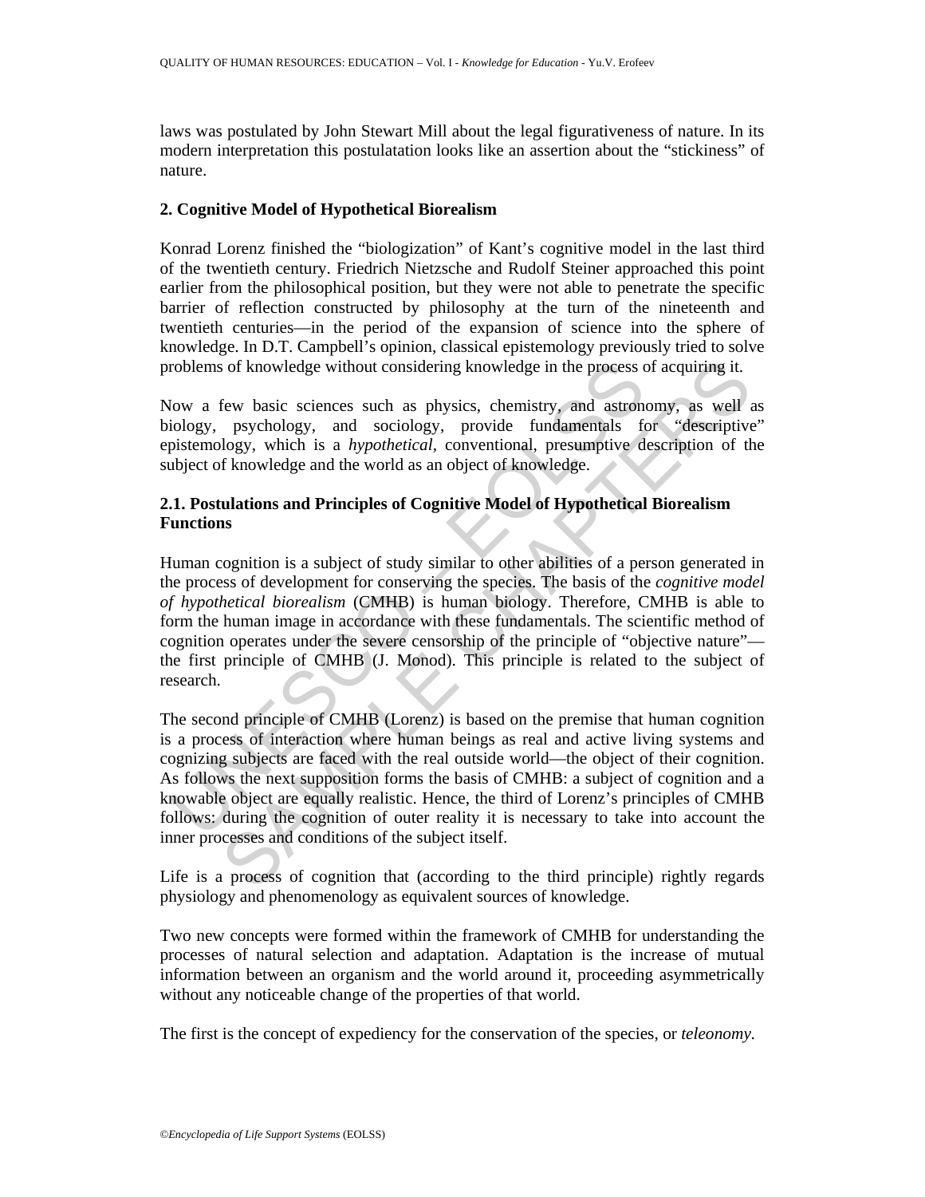laws was postulated by John Stewart Mill about the legal figurativeness of nature. In its modern interpretation this postulatation looks like an assertion about the "stickiness" of nature.

## 2. Cognitive Model of Hypothetical Biorealism

Konrad Lorenz finished the "biologization" of Kant's cognitive model in the last third of the twentieth century. Friedrich Nietzsche and Rudolf Steiner approached this point earlier from the philosophical position, but they were not able to penetrate the specific barrier of reflection constructed by philosophy at the turn of the nineteenth and twentieth centuries—in the period of the expansion of science into the sphere of knowledge. In D.T. Campbell's opinion, classical epistemology previously tried to solve problems of knowledge without considering knowledge in the process of acquiring it.

Now a few basic sciences such as physics, chemistry, and astronomy, as well as biology, psychology, and sociology, provide fundamentals for "descriptive" epistemology, which is a *hypothetical*, conventional, presumptive description of the subject of knowledge and the world as an object of knowledge.

### 2.1. Postulations and Principles of Cognitive Model of Hypothetical Biorealism Functions

Human cognition is a subject of study similar to other abilities of a person generated in the process of development for conserving the species. The basis of the *cognitive model of hypothetical biorealism* (CMHB) is human biology. Therefore, CMHB is able to form the human image in accordance with these fundamentals. The scientific method of cognition operates under the severe censorship of the principle of "objective nature"—the first principle of CMHB (J. Monod). This principle is related to the subject of research.

The second principle of CMHB (Lorenz) is based on the premise that human cognition is a process of interaction where human beings as real and active living systems and cognizing subjects are faced with the real outside world—the object of their cognition. As follows the next supposition forms the basis of CMHB: a subject of cognition and a knowable object are equally realistic. Hence, the third of Lorenz's principles of CMHB follows: during the cognition of outer reality it is necessary to take into account the inner processes and conditions of the subject itself.

Life is a process of cognition that (according to the third principle) rightly regards physiology and phenomenology as equivalent sources of knowledge.

Two new concepts were formed within the framework of CMHB for understanding the processes of natural selection and adaptation. Adaptation is the increase of mutual information between an organism and the world around it, proceeding asymmetrically without any noticeable change of the properties of that world.

The first is the concept of expediency for the conservation of the species, or *teleonomy.*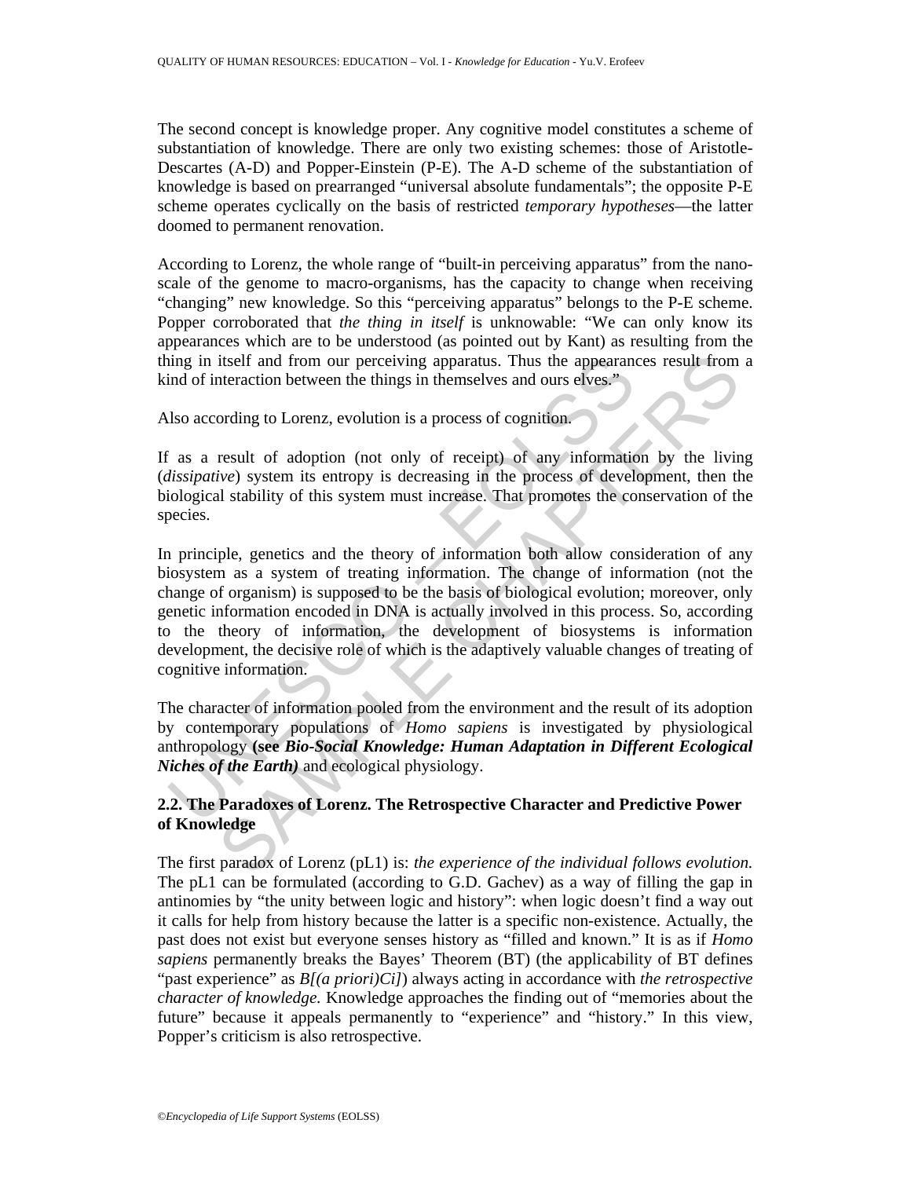The second concept is knowledge proper. Any cognitive model constitutes a scheme of substantiation of knowledge. There are only two existing schemes: those of Aristotle-Descartes (A-D) and Popper-Einstein (P-E). The A-D scheme of the substantiation of knowledge is based on prearranged "universal absolute fundamentals"; the opposite P-E scheme operates cyclically on the basis of restricted *temporary hypotheses*—the latter doomed to permanent renovation.

According to Lorenz, the whole range of "built-in perceiving apparatus" from the nano-scale of the genome to macro-organisms, has the capacity to change when receiving "changing" new knowledge. So this "perceiving apparatus" belongs to the P-E scheme. Popper corroborated that *the thing in itself* is unknowable: "We can only know its appearances which are to be understood (as pointed out by Kant) as resulting from the thing in itself and from our perceiving apparatus. Thus the appearances result from a kind of interaction between the things in themselves and ours elves."

Also according to Lorenz, evolution is a process of cognition.

If as a result of adoption (not only of receipt) of any information by the living (*dissipative*) system its entropy is decreasing in the process of development, then the biological stability of this system must increase. That promotes the conservation of the species.

In principle, genetics and the theory of information both allow consideration of any biosystem as a system of treating information. The change of information (not the change of organism) is supposed to be the basis of biological evolution; moreover, only genetic information encoded in DNA is actually involved in this process. So, according to the theory of information, the development of biosystems is information development, the decisive role of which is the adaptively valuable changes of treating of cognitive information.

The character of information pooled from the environment and the result of its adoption by contemporary populations of *Homo sapiens* is investigated by physiological anthropology **(see *Bio-Social Knowledge: Human Adaptation in Different Ecological Niches of the Earth)*** and ecological physiology.

## 2.2. The Paradoxes of Lorenz. The Retrospective Character and Predictive Power of Knowledge

The first paradox of Lorenz (pL1) is: *the experience of the individual follows evolution.* The pL1 can be formulated (according to G.D. Gachev) as a way of filling the gap in antinomies by "the unity between logic and history": when logic doesn't find a way out it calls for help from history because the latter is a specific non-existence. Actually, the past does not exist but everyone senses history as "filled and known." It is as if *Homo sapiens* permanently breaks the Bayes' Theorem (BT) (the applicability of BT defines "past experience" as *B[(a priori)Ci]*) always acting in accordance with *the retrospective character of knowledge.* Knowledge approaches the finding out of "memories about the future" because it appeals permanently to "experience" and "history." In this view, Popper's criticism is also retrospective.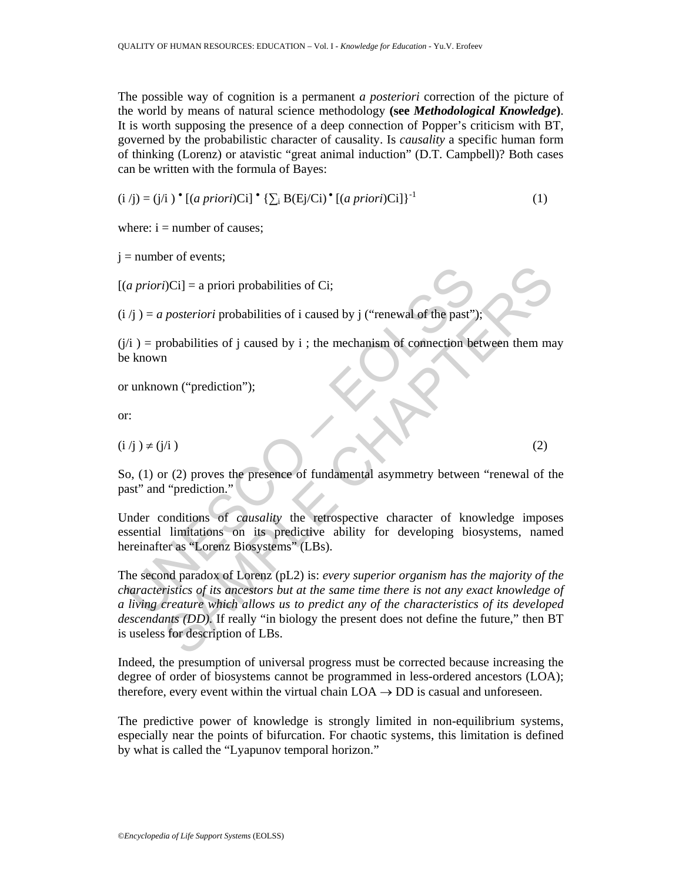The possible way of cognition is a permanent *a posteriori* correction of the picture of the world by means of natural science methodology **(see *Methodological Knowledge*)**. It is worth supposing the presence of a deep connection of Popper's criticism with BT, governed by the probabilistic character of causality. Is *causality* a specific human form of thinking (Lorenz) or atavistic "great animal induction" (D.T. Campbell)? Both cases can be written with the formula of Bayes:

$$(i/j) = (j/i) \bullet [(a\ priori)Ci] \bullet \{\sum_i B(Ej/Ci) \bullet [(a\ priori)Ci]\}^{-1} \quad (1)$$

where: i = number of causes;

j = number of events;

[(*a priori*)Ci] = a priori probabilities of Ci;

(i /j ) = *a posteriori* probabilities of i caused by j ("renewal of the past");

(j/i ) = probabilities of j caused by i ; the mechanism of connection between them may be known

or unknown ("prediction");

or:

$$(i/j) \neq (j/i) \quad (2)$$

So, (1) or (2) proves the presence of fundamental asymmetry between "renewal of the past" and "prediction."

Under conditions of *causality* the retrospective character of knowledge imposes essential limitations on its predictive ability for developing biosystems, named hereinafter as "Lorenz Biosystems" (LBs).

The second paradox of Lorenz (pL2) is: *every superior organism has the majority of the characteristics of its ancestors but at the same time there is not any exact knowledge of a living creature which allows us to predict any of the characteristics of its developed descendants (DD).* If really "in biology the present does not define the future," then BT is useless for description of LBs.

Indeed, the presumption of universal progress must be corrected because increasing the degree of order of biosystems cannot be programmed in less-ordered ancestors (LOA); therefore, every event within the virtual chain LOA $\rightarrow$ DD is casual and unforeseen.

The predictive power of knowledge is strongly limited in non-equilibrium systems, especially near the points of bifurcation. For chaotic systems, this limitation is defined by what is called the "Lyapunov temporal horizon."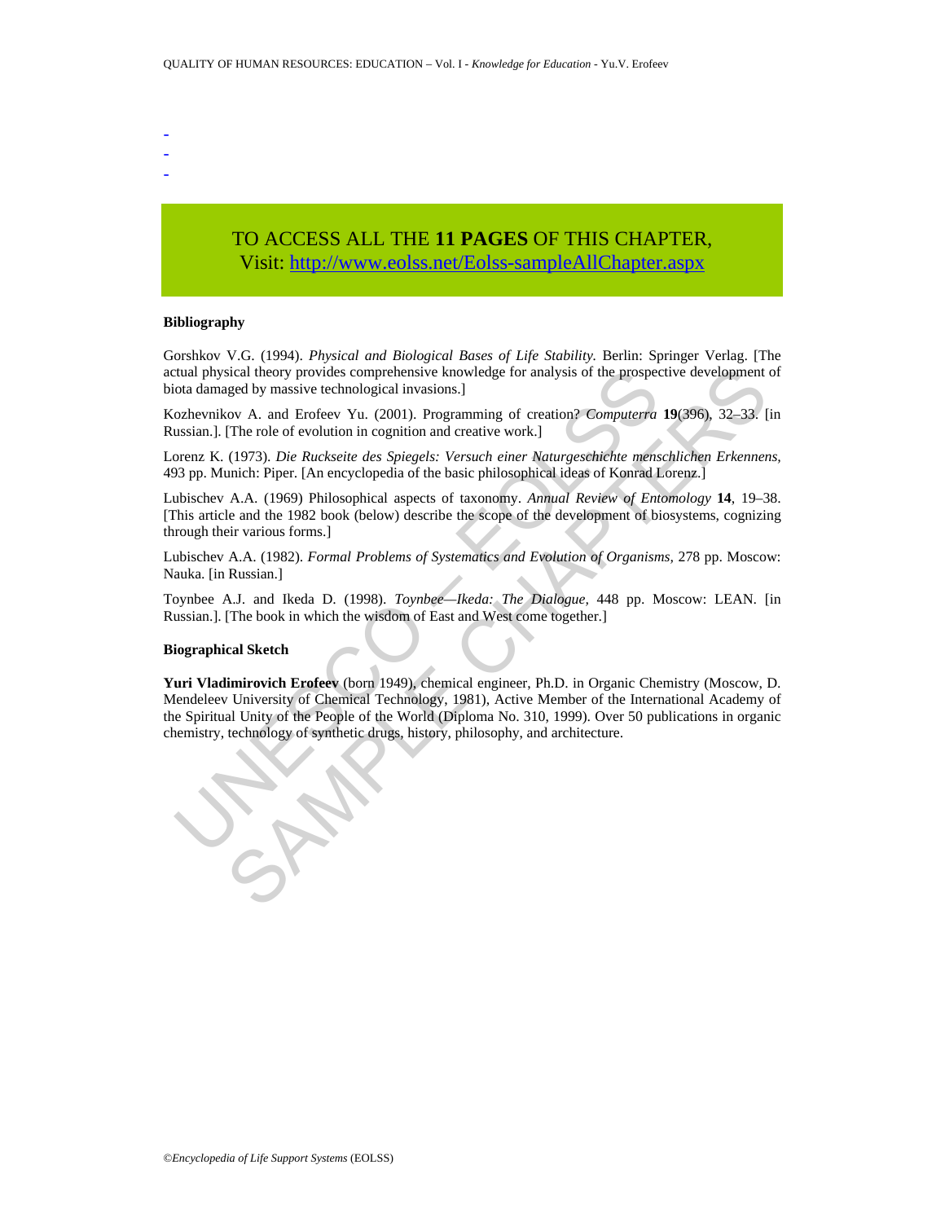-
-
-

TO ACCESS ALL THE **11 PAGES** OF THIS CHAPTER,
Visit: http://www.eolss.net/Eolss-sampleAllChapter.aspx

**Bibliography**

Gorshkov V.G. (1994). *Physical and Biological Bases of Life Stability.* Berlin: Springer Verlag. [The actual physical theory provides comprehensive knowledge for analysis of the prospective development of biota damaged by massive technological invasions.]

Kozhevnikov A. and Erofeev Yu. (2001). Programming of creation? *Computerra* **19**(396), 32–33. [in Russian.]. [The role of evolution in cognition and creative work.]

Lorenz K. (1973). *Die Ruckseite des Spiegels: Versuch einer Naturgeschichte menschlichen Erkennens,* 493 pp. Munich: Piper. [An encyclopedia of the basic philosophical ideas of Konrad Lorenz.]

Lubischev A.A. (1969) Philosophical aspects of taxonomy. *Annual Review of Entomology* **14**, 19–38. [This article and the 1982 book (below) describe the scope of the development of biosystems, cognizing through their various forms.]

Lubischev A.A. (1982). *Formal Problems of Systematics and Evolution of Organisms,* 278 pp. Moscow: Nauka. [in Russian.]

Toynbee A.J. and Ikeda D. (1998). *Toynbee—Ikeda: The Dialogue,* 448 pp. Moscow: LEAN. [in Russian.]. [The book in which the wisdom of East and West come together.]

**Biographical Sketch**

**Yuri Vladimirovich Erofeev** (born 1949), chemical engineer, Ph.D. in Organic Chemistry (Moscow, D. Mendeleev University of Chemical Technology, 1981), Active Member of the International Academy of the Spiritual Unity of the People of the World (Diploma No. 310, 1999). Over 50 publications in organic chemistry, technology of synthetic drugs, history, philosophy, and architecture.